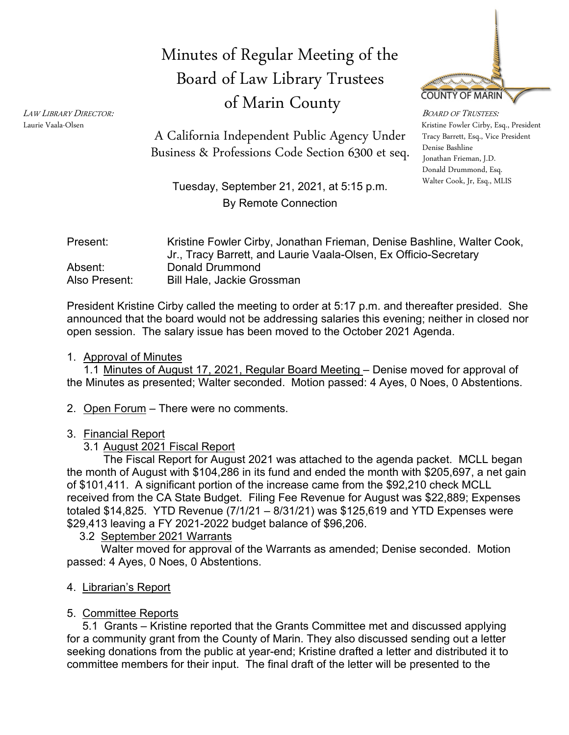# Minutes of Regular Meeting of the Board of Law Library Trustees of Marin County

*LAW LIBRARY DIRECTOR:*
Laurie Vaala-Olsen

A California Independent Public Agency Under Business & Professions Code Section 6300 et seq.

COUNTY OF MARIN

*BOARD OF TRUSTEES:*
Kristine Fowler Cirby, Esq., President
Tracy Barrett, Esq., Vice President
Denise Bashline
Jonathan Frieman, J.D.
Donald Drummond, Esq.
Walter Cook, Jr, Esq., MLIS

Tuesday, September 21, 2021, at 5:15 p.m.
By Remote Connection

| | |
|---|---|
| Present: | Kristine Fowler Cirby, Jonathan Frieman, Denise Bashline, Walter Cook, Jr., Tracy Barrett, and Laurie Vaala-Olsen, Ex Officio-Secretary |
| Absent: | Donald Drummond |
| Also Present: | Bill Hale, Jackie Grossman |

President Kristine Cirby called the meeting to order at 5:17 p.m. and thereafter presided. She announced that the board would not be addressing salaries this evening; neither in closed nor open session. The salary issue has been moved to the October 2021 Agenda.

1. Approval of Minutes

   1.1 Minutes of August 17, 2021, Regular Board Meeting – Denise moved for approval of the Minutes as presented; Walter seconded. Motion passed: 4 Ayes, 0 Noes, 0 Abstentions.

2. Open Forum – There were no comments.

3. Financial Report

   3.1 August 2021 Fiscal Report

   The Fiscal Report for August 2021 was attached to the agenda packet. MCLL began the month of August with $104,286 in its fund and ended the month with $205,697, a net gain of $101,411. A significant portion of the increase came from the $92,210 check MCLL received from the CA State Budget. Filing Fee Revenue for August was $22,889; Expenses totaled $14,825. YTD Revenue (7/1/21 – 8/31/21) was $125,619 and YTD Expenses were $29,413 leaving a FY 2021-2022 budget balance of $96,206.

   3.2 September 2021 Warrants

   Walter moved for approval of the Warrants as amended; Denise seconded. Motion passed: 4 Ayes, 0 Noes, 0 Abstentions.

4. Librarian's Report

5. Committee Reports

   5.1 Grants – Kristine reported that the Grants Committee met and discussed applying for a community grant from the County of Marin. They also discussed sending out a letter seeking donations from the public at year-end; Kristine drafted a letter and distributed it to committee members for their input. The final draft of the letter will be presented to the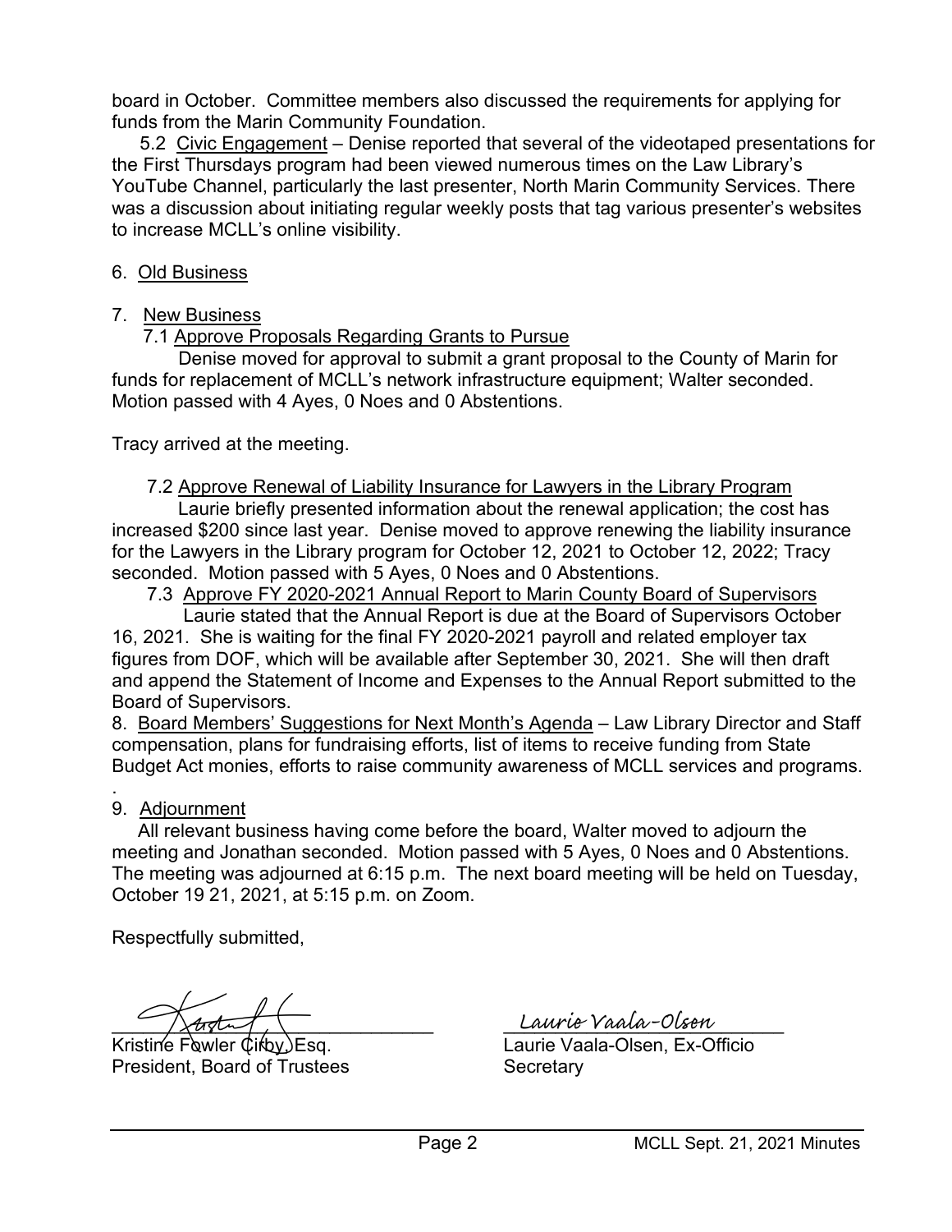board in October. Committee members also discussed the requirements for applying for funds from the Marin Community Foundation.

5.2 Civic Engagement – Denise reported that several of the videotaped presentations for the First Thursdays program had been viewed numerous times on the Law Library's YouTube Channel, particularly the last presenter, North Marin Community Services. There was a discussion about initiating regular weekly posts that tag various presenter's websites to increase MCLL's online visibility.

6. Old Business

7. New Business

7.1 Approve Proposals Regarding Grants to Pursue

Denise moved for approval to submit a grant proposal to the County of Marin for funds for replacement of MCLL's network infrastructure equipment; Walter seconded. Motion passed with 4 Ayes, 0 Noes and 0 Abstentions.

Tracy arrived at the meeting.

7.2 Approve Renewal of Liability Insurance for Lawyers in the Library Program

Laurie briefly presented information about the renewal application; the cost has increased $200 since last year. Denise moved to approve renewing the liability insurance for the Lawyers in the Library program for October 12, 2021 to October 12, 2022; Tracy seconded. Motion passed with 5 Ayes, 0 Noes and 0 Abstentions.

7.3 Approve FY 2020-2021 Annual Report to Marin County Board of Supervisors

Laurie stated that the Annual Report is due at the Board of Supervisors October 16, 2021. She is waiting for the final FY 2020-2021 payroll and related employer tax figures from DOF, which will be available after September 30, 2021. She will then draft and append the Statement of Income and Expenses to the Annual Report submitted to the Board of Supervisors.

8. Board Members' Suggestions for Next Month's Agenda – Law Library Director and Staff compensation, plans for fundraising efforts, list of items to receive funding from State Budget Act monies, efforts to raise community awareness of MCLL services and programs.

.

9. Adjournment

All relevant business having come before the board, Walter moved to adjourn the meeting and Jonathan seconded. Motion passed with 5 Ayes, 0 Noes and 0 Abstentions. The meeting was adjourned at 6:15 p.m. The next board meeting will be held on Tuesday, October 19 21, 2021, at 5:15 p.m. on Zoom.

Respectfully submitted,

Kristine Fowler Cirby, Esq.
President, Board of Trustees

*Laurie Vaala-Olsen*

Laurie Vaala-Olsen, Ex-Officio
Secretary